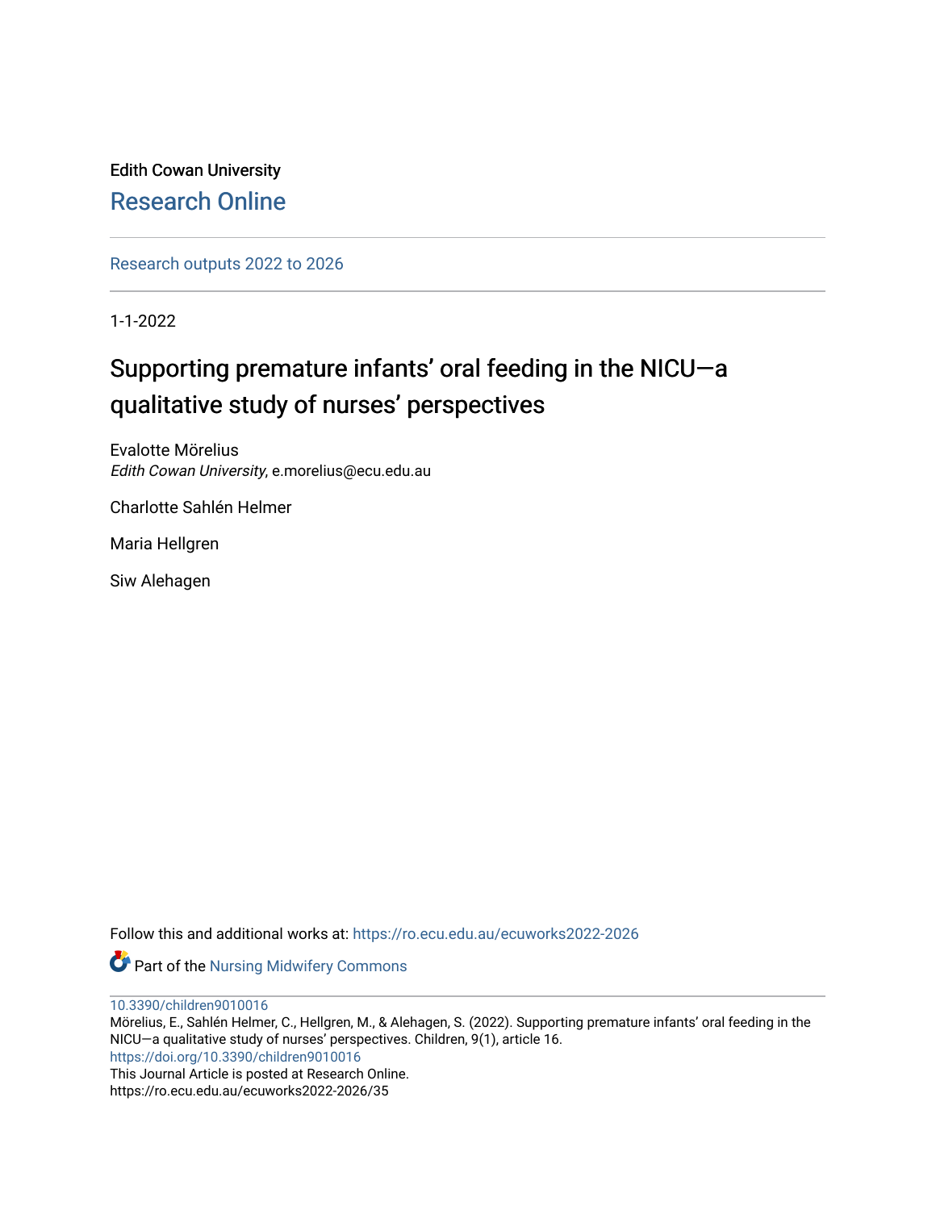Edith Cowan University

Research Online

Research outputs 2022 to 2026

1-1-2022

# Supporting premature infants' oral feeding in the NICU—a qualitative study of nurses' perspectives

Evalotte Mörelius
*Edith Cowan University*, e.morelius@ecu.edu.au

Charlotte Sahlén Helmer

Maria Hellgren

Siw Alehagen

Follow this and additional works at: https://ro.ecu.edu.au/ecuworks2022-2026

Part of the Nursing Midwifery Commons

10.3390/children9010016

Mörelius, E., Sahlén Helmer, C., Hellgren, M., & Alehagen, S. (2022). Supporting premature infants' oral feeding in the NICU—a qualitative study of nurses' perspectives. Children, 9(1), article 16. https://doi.org/10.3390/children9010016

This Journal Article is posted at Research Online.
https://ro.ecu.edu.au/ecuworks2022-2026/35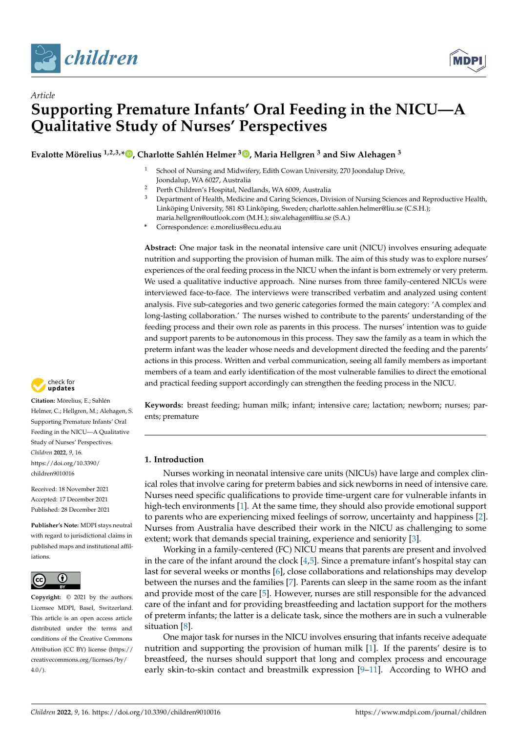# Supporting Premature Infants' Oral Feeding in the NICU—A Qualitative Study of Nurses' Perspectives

**Evalotte Mörelius [1,2,3,*], Charlotte Sahlén Helmer [3], Maria Hellgren [3] and Siw Alehagen [3]**

[1] School of Nursing and Midwifery, Edith Cowan University, 270 Joondalup Drive, Joondalup, WA 6027, Australia
[2] Perth Children's Hospital, Nedlands, WA 6009, Australia
[3] Department of Health, Medicine and Caring Sciences, Division of Nursing Sciences and Reproductive Health, Linköping University, 581 83 Linköping, Sweden; charlotte.sahlen.helmer@liu.se (C.S.H.); maria.hellgren@outlook.com (M.H.); siw.alehagen@liu.se (S.A.)
* Correspondence: e.morelius@ecu.edu.au

**Abstract:** One major task in the neonatal intensive care unit (NICU) involves ensuring adequate nutrition and supporting the provision of human milk. The aim of this study was to explore nurses' experiences of the oral feeding process in the NICU when the infant is born extremely or very preterm. We used a qualitative inductive approach. Nine nurses from three family-centered NICUs were interviewed face-to-face. The interviews were transcribed verbatim and analyzed using content analysis. Five sub-categories and two generic categories formed the main category: 'A complex and long-lasting collaboration.' The nurses wished to contribute to the parents' understanding of the feeding process and their own role as parents in this process. The nurses' intention was to guide and support parents to be autonomous in this process. They saw the family as a team in which the preterm infant was the leader whose needs and development directed the feeding and the parents' actions in this process. Written and verbal communication, seeing all family members as important members of a team and early identification of the most vulnerable families to direct the emotional and practical feeding support accordingly can strengthen the feeding process in the NICU.

**Keywords:** breast feeding; human milk; infant; intensive care; lactation; newborn; nurses; parents; premature

**Citation:** Mörelius, E.; Sahlén Helmer, C.; Hellgren, M.; Alehagen, S. Supporting Premature Infants' Oral Feeding in the NICU—A Qualitative Study of Nurses' Perspectives. *Children* **2022**, *9*, 16. https://doi.org/10.3390/children9010016

Received: 18 November 2021
Accepted: 17 December 2021
Published: 28 December 2021

**Publisher's Note:** MDPI stays neutral with regard to jurisdictional claims in published maps and institutional affiliations.

**Copyright:** © 2021 by the authors. Licensee MDPI, Basel, Switzerland. This article is an open access article distributed under the terms and conditions of the Creative Commons Attribution (CC BY) license (https://creativecommons.org/licenses/by/4.0/).

## 1. Introduction

Nurses working in neonatal intensive care units (NICUs) have large and complex clinical roles that involve caring for preterm babies and sick newborns in need of intensive care. Nurses need specific qualifications to provide time-urgent care for vulnerable infants in high-tech environments [1]. At the same time, they should also provide emotional support to parents who are experiencing mixed feelings of sorrow, uncertainty and happiness [2]. Nurses from Australia have described their work in the NICU as challenging to some extent; work that demands special training, experience and seniority [3].

Working in a family-centered (FC) NICU means that parents are present and involved in the care of the infant around the clock [4,5]. Since a premature infant's hospital stay can last for several weeks or months [6], close collaborations and relationships may develop between the nurses and the families [7]. Parents can sleep in the same room as the infant and provide most of the care [5]. However, nurses are still responsible for the advanced care of the infant and for providing breastfeeding and lactation support for the mothers of preterm infants; the latter is a delicate task, since the mothers are in such a vulnerable situation [8].

One major task for nurses in the NICU involves ensuring that infants receive adequate nutrition and supporting the provision of human milk [1]. If the parents' desire is to breastfeed, the nurses should support that long and complex process and encourage early skin-to-skin contact and breastmilk expression [9–11]. According to WHO and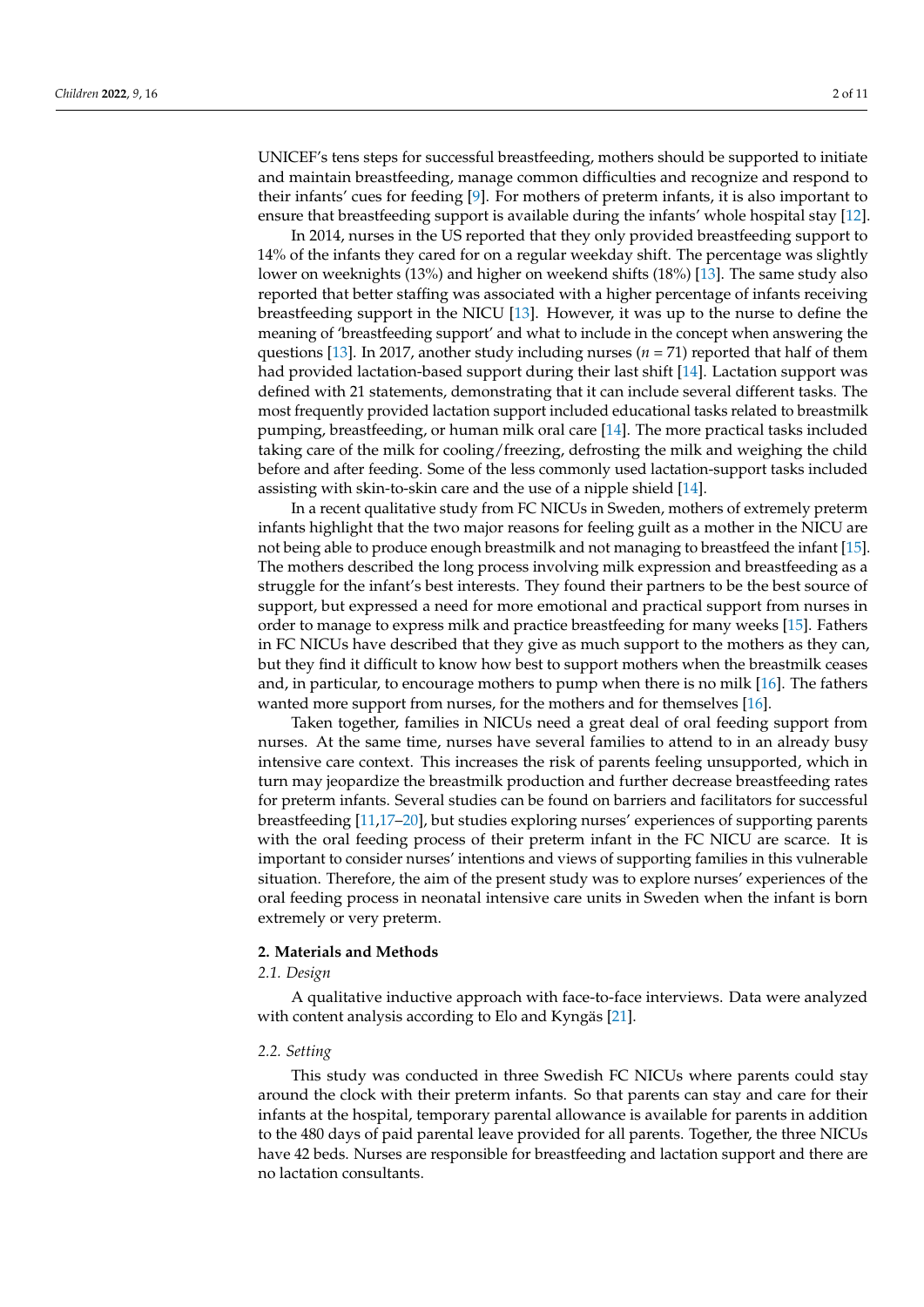UNICEF's tens steps for successful breastfeeding, mothers should be supported to initiate and maintain breastfeeding, manage common difficulties and recognize and respond to their infants' cues for feeding [9]. For mothers of preterm infants, it is also important to ensure that breastfeeding support is available during the infants' whole hospital stay [12].

In 2014, nurses in the US reported that they only provided breastfeeding support to 14% of the infants they cared for on a regular weekday shift. The percentage was slightly lower on weeknights (13%) and higher on weekend shifts (18%) [13]. The same study also reported that better staffing was associated with a higher percentage of infants receiving breastfeeding support in the NICU [13]. However, it was up to the nurse to define the meaning of 'breastfeeding support' and what to include in the concept when answering the questions [13]. In 2017, another study including nurses ($n = 71$) reported that half of them had provided lactation-based support during their last shift [14]. Lactation support was defined with 21 statements, demonstrating that it can include several different tasks. The most frequently provided lactation support included educational tasks related to breastmilk pumping, breastfeeding, or human milk oral care [14]. The more practical tasks included taking care of the milk for cooling/freezing, defrosting the milk and weighing the child before and after feeding. Some of the less commonly used lactation-support tasks included assisting with skin-to-skin care and the use of a nipple shield [14].

In a recent qualitative study from FC NICUs in Sweden, mothers of extremely preterm infants highlight that the two major reasons for feeling guilt as a mother in the NICU are not being able to produce enough breastmilk and not managing to breastfeed the infant [15]. The mothers described the long process involving milk expression and breastfeeding as a struggle for the infant's best interests. They found their partners to be the best source of support, but expressed a need for more emotional and practical support from nurses in order to manage to express milk and practice breastfeeding for many weeks [15]. Fathers in FC NICUs have described that they give as much support to the mothers as they can, but they find it difficult to know how best to support mothers when the breastmilk ceases and, in particular, to encourage mothers to pump when there is no milk [16]. The fathers wanted more support from nurses, for the mothers and for themselves [16].

Taken together, families in NICUs need a great deal of oral feeding support from nurses. At the same time, nurses have several families to attend to in an already busy intensive care context. This increases the risk of parents feeling unsupported, which in turn may jeopardize the breastmilk production and further decrease breastfeeding rates for preterm infants. Several studies can be found on barriers and facilitators for successful breastfeeding [11,17–20], but studies exploring nurses' experiences of supporting parents with the oral feeding process of their preterm infant in the FC NICU are scarce. It is important to consider nurses' intentions and views of supporting families in this vulnerable situation. Therefore, the aim of the present study was to explore nurses' experiences of the oral feeding process in neonatal intensive care units in Sweden when the infant is born extremely or very preterm.

## 2. Materials and Methods

### 2.1. Design

A qualitative inductive approach with face-to-face interviews. Data were analyzed with content analysis according to Elo and Kyngäs [21].

### 2.2. Setting

This study was conducted in three Swedish FC NICUs where parents could stay around the clock with their preterm infants. So that parents can stay and care for their infants at the hospital, temporary parental allowance is available for parents in addition to the 480 days of paid parental leave provided for all parents. Together, the three NICUs have 42 beds. Nurses are responsible for breastfeeding and lactation support and there are no lactation consultants.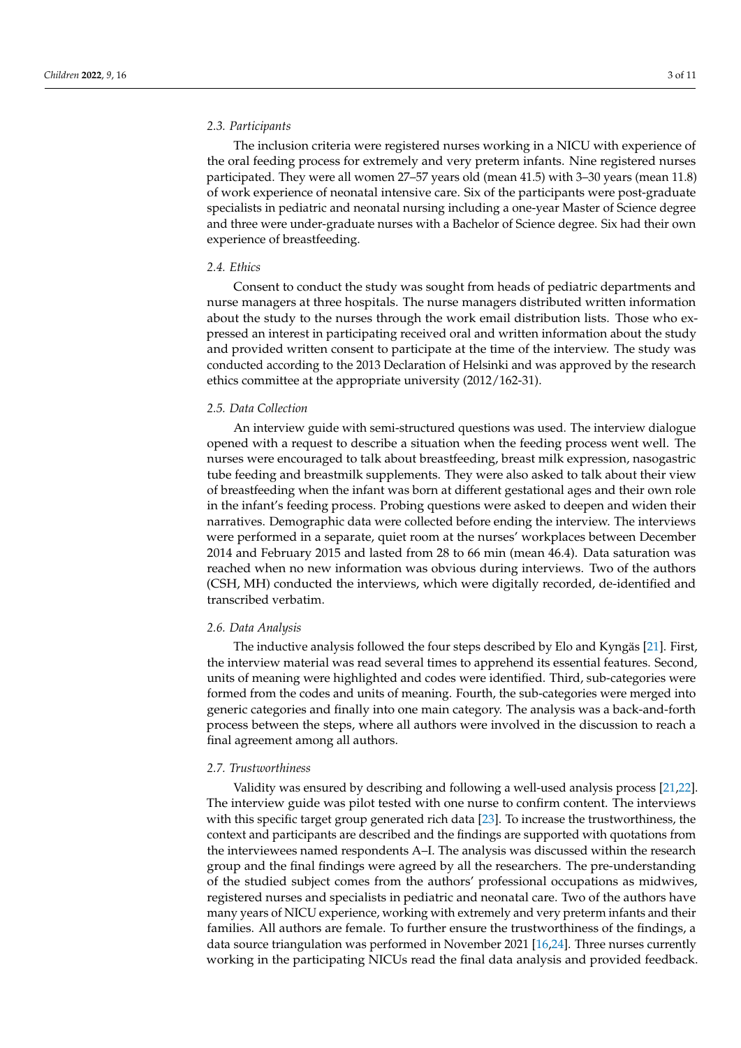### 2.3. Participants

The inclusion criteria were registered nurses working in a NICU with experience of the oral feeding process for extremely and very preterm infants. Nine registered nurses participated. They were all women 27–57 years old (mean 41.5) with 3–30 years (mean 11.8) of work experience of neonatal intensive care. Six of the participants were post-graduate specialists in pediatric and neonatal nursing including a one-year Master of Science degree and three were under-graduate nurses with a Bachelor of Science degree. Six had their own experience of breastfeeding.

### 2.4. Ethics

Consent to conduct the study was sought from heads of pediatric departments and nurse managers at three hospitals. The nurse managers distributed written information about the study to the nurses through the work email distribution lists. Those who expressed an interest in participating received oral and written information about the study and provided written consent to participate at the time of the interview. The study was conducted according to the 2013 Declaration of Helsinki and was approved by the research ethics committee at the appropriate university (2012/162-31).

### 2.5. Data Collection

An interview guide with semi-structured questions was used. The interview dialogue opened with a request to describe a situation when the feeding process went well. The nurses were encouraged to talk about breastfeeding, breast milk expression, nasogastric tube feeding and breastmilk supplements. They were also asked to talk about their view of breastfeeding when the infant was born at different gestational ages and their own role in the infant's feeding process. Probing questions were asked to deepen and widen their narratives. Demographic data were collected before ending the interview. The interviews were performed in a separate, quiet room at the nurses' workplaces between December 2014 and February 2015 and lasted from 28 to 66 min (mean 46.4). Data saturation was reached when no new information was obvious during interviews. Two of the authors (CSH, MH) conducted the interviews, which were digitally recorded, de-identified and transcribed verbatim.

### 2.6. Data Analysis

The inductive analysis followed the four steps described by Elo and Kyngäs [21]. First, the interview material was read several times to apprehend its essential features. Second, units of meaning were highlighted and codes were identified. Third, sub-categories were formed from the codes and units of meaning. Fourth, the sub-categories were merged into generic categories and finally into one main category. The analysis was a back-and-forth process between the steps, where all authors were involved in the discussion to reach a final agreement among all authors.

### 2.7. Trustworthiness

Validity was ensured by describing and following a well-used analysis process [21,22]. The interview guide was pilot tested with one nurse to confirm content. The interviews with this specific target group generated rich data [23]. To increase the trustworthiness, the context and participants are described and the findings are supported with quotations from the interviewees named respondents A–I. The analysis was discussed within the research group and the final findings were agreed by all the researchers. The pre-understanding of the studied subject comes from the authors' professional occupations as midwives, registered nurses and specialists in pediatric and neonatal care. Two of the authors have many years of NICU experience, working with extremely and very preterm infants and their families. All authors are female. To further ensure the trustworthiness of the findings, a data source triangulation was performed in November 2021 [16,24]. Three nurses currently working in the participating NICUs read the final data analysis and provided feedback.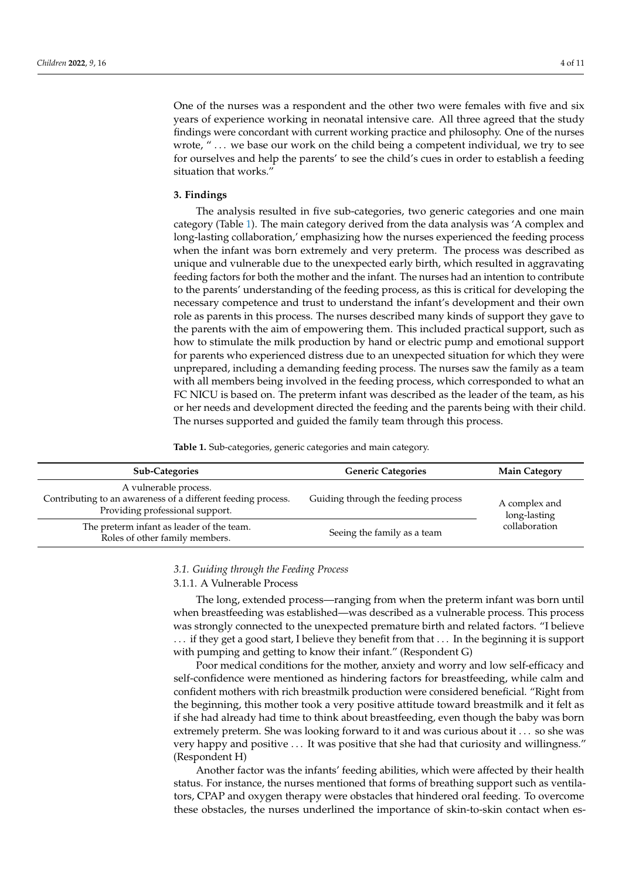One of the nurses was a respondent and the other two were females with five and six years of experience working in neonatal intensive care. All three agreed that the study findings were concordant with current working practice and philosophy. One of the nurses wrote, " ... we base our work on the child being a competent individual, we try to see for ourselves and help the parents' to see the child's cues in order to establish a feeding situation that works."

## 3. Findings

The analysis resulted in five sub-categories, two generic categories and one main category (Table 1). The main category derived from the data analysis was 'A complex and long-lasting collaboration,' emphasizing how the nurses experienced the feeding process when the infant was born extremely and very preterm. The process was described as unique and vulnerable due to the unexpected early birth, which resulted in aggravating feeding factors for both the mother and the infant. The nurses had an intention to contribute to the parents' understanding of the feeding process, as this is critical for developing the necessary competence and trust to understand the infant's development and their own role as parents in this process. The nurses described many kinds of support they gave to the parents with the aim of empowering them. This included practical support, such as how to stimulate the milk production by hand or electric pump and emotional support for parents who experienced distress due to an unexpected situation for which they were unprepared, including a demanding feeding process. The nurses saw the family as a team with all members being involved in the feeding process, which corresponded to what an FC NICU is based on. The preterm infant was described as the leader of the team, as his or her needs and development directed the feeding and the parents being with their child. The nurses supported and guided the family team through this process.

**Table 1.** Sub-categories, generic categories and main category.

| Sub-Categories | Generic Categories | Main Category |
| --- | --- | --- |
| A vulnerable process.<br>Contributing to an awareness of a different feeding process.<br>Providing professional support. | Guiding through the feeding process | A complex and long-lasting collaboration |
| The preterm infant as leader of the team.<br>Roles of other family members. | Seeing the family as a team | |

### 3.1. Guiding through the Feeding Process

#### 3.1.1. A Vulnerable Process

The long, extended process—ranging from when the preterm infant was born until when breastfeeding was established—was described as a vulnerable process. This process was strongly connected to the unexpected premature birth and related factors. "I believe ... if they get a good start, I believe they benefit from that ... In the beginning it is support with pumping and getting to know their infant." (Respondent G)

Poor medical conditions for the mother, anxiety and worry and low self-efficacy and self-confidence were mentioned as hindering factors for breastfeeding, while calm and confident mothers with rich breastmilk production were considered beneficial. "Right from the beginning, this mother took a very positive attitude toward breastmilk and it felt as if she had already had time to think about breastfeeding, even though the baby was born extremely preterm. She was looking forward to it and was curious about it ... so she was very happy and positive ... It was positive that she had that curiosity and willingness." (Respondent H)

Another factor was the infants' feeding abilities, which were affected by their health status. For instance, the nurses mentioned that forms of breathing support such as ventilators, CPAP and oxygen therapy were obstacles that hindered oral feeding. To overcome these obstacles, the nurses underlined the importance of skin-to-skin contact when es-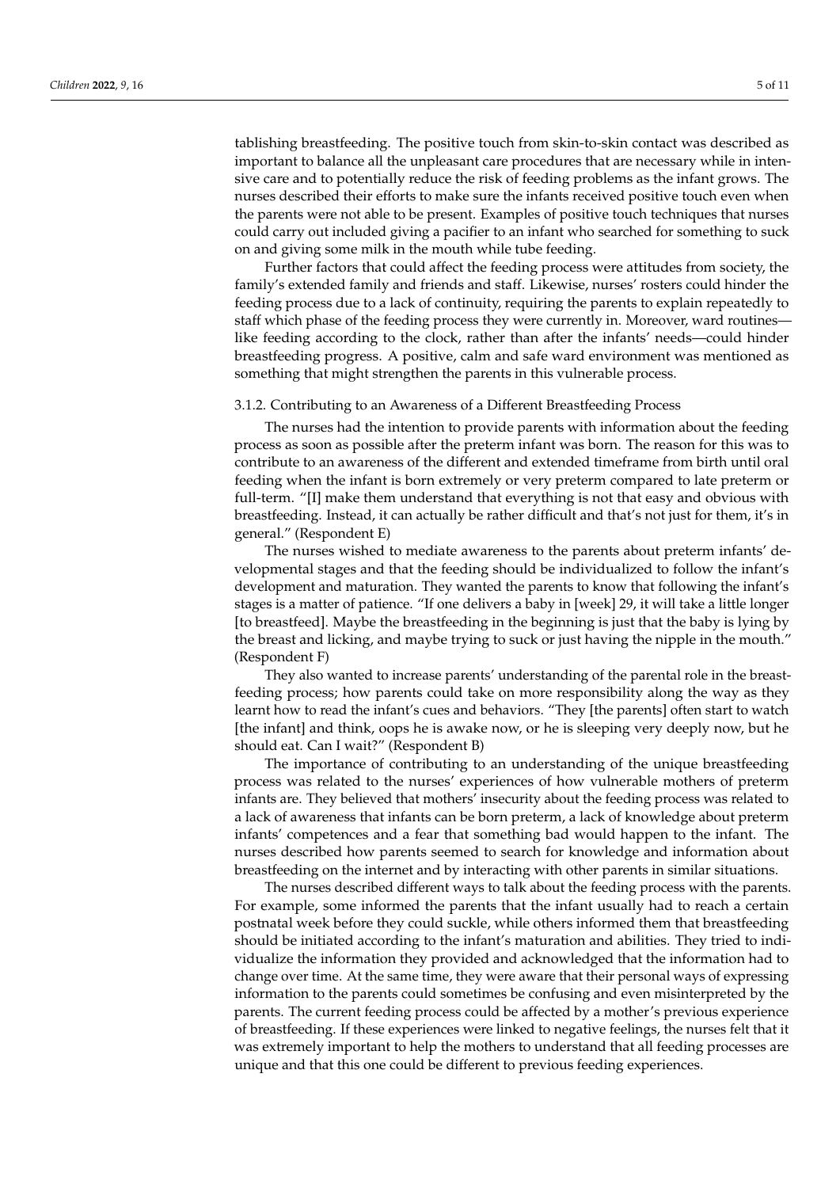tablishing breastfeeding. The positive touch from skin-to-skin contact was described as important to balance all the unpleasant care procedures that are necessary while in intensive care and to potentially reduce the risk of feeding problems as the infant grows. The nurses described their efforts to make sure the infants received positive touch even when the parents were not able to be present. Examples of positive touch techniques that nurses could carry out included giving a pacifier to an infant who searched for something to suck on and giving some milk in the mouth while tube feeding.

Further factors that could affect the feeding process were attitudes from society, the family's extended family and friends and staff. Likewise, nurses' rosters could hinder the feeding process due to a lack of continuity, requiring the parents to explain repeatedly to staff which phase of the feeding process they were currently in. Moreover, ward routines—like feeding according to the clock, rather than after the infants' needs—could hinder breastfeeding progress. A positive, calm and safe ward environment was mentioned as something that might strengthen the parents in this vulnerable process.

### 3.1.2. Contributing to an Awareness of a Different Breastfeeding Process

The nurses had the intention to provide parents with information about the feeding process as soon as possible after the preterm infant was born. The reason for this was to contribute to an awareness of the different and extended timeframe from birth until oral feeding when the infant is born extremely or very preterm compared to late preterm or full-term. "[I] make them understand that everything is not that easy and obvious with breastfeeding. Instead, it can actually be rather difficult and that's not just for them, it's in general." (Respondent E)

The nurses wished to mediate awareness to the parents about preterm infants' developmental stages and that the feeding should be individualized to follow the infant's development and maturation. They wanted the parents to know that following the infant's stages is a matter of patience. "If one delivers a baby in [week] 29, it will take a little longer [to breastfeed]. Maybe the breastfeeding in the beginning is just that the baby is lying by the breast and licking, and maybe trying to suck or just having the nipple in the mouth." (Respondent F)

They also wanted to increase parents' understanding of the parental role in the breastfeeding process; how parents could take on more responsibility along the way as they learnt how to read the infant's cues and behaviors. "They [the parents] often start to watch [the infant] and think, oops he is awake now, or he is sleeping very deeply now, but he should eat. Can I wait?" (Respondent B)

The importance of contributing to an understanding of the unique breastfeeding process was related to the nurses' experiences of how vulnerable mothers of preterm infants are. They believed that mothers' insecurity about the feeding process was related to a lack of awareness that infants can be born preterm, a lack of knowledge about preterm infants' competences and a fear that something bad would happen to the infant. The nurses described how parents seemed to search for knowledge and information about breastfeeding on the internet and by interacting with other parents in similar situations.

The nurses described different ways to talk about the feeding process with the parents. For example, some informed the parents that the infant usually had to reach a certain postnatal week before they could suckle, while others informed them that breastfeeding should be initiated according to the infant's maturation and abilities. They tried to individualize the information they provided and acknowledged that the information had to change over time. At the same time, they were aware that their personal ways of expressing information to the parents could sometimes be confusing and even misinterpreted by the parents. The current feeding process could be affected by a mother's previous experience of breastfeeding. If these experiences were linked to negative feelings, the nurses felt that it was extremely important to help the mothers to understand that all feeding processes are unique and that this one could be different to previous feeding experiences.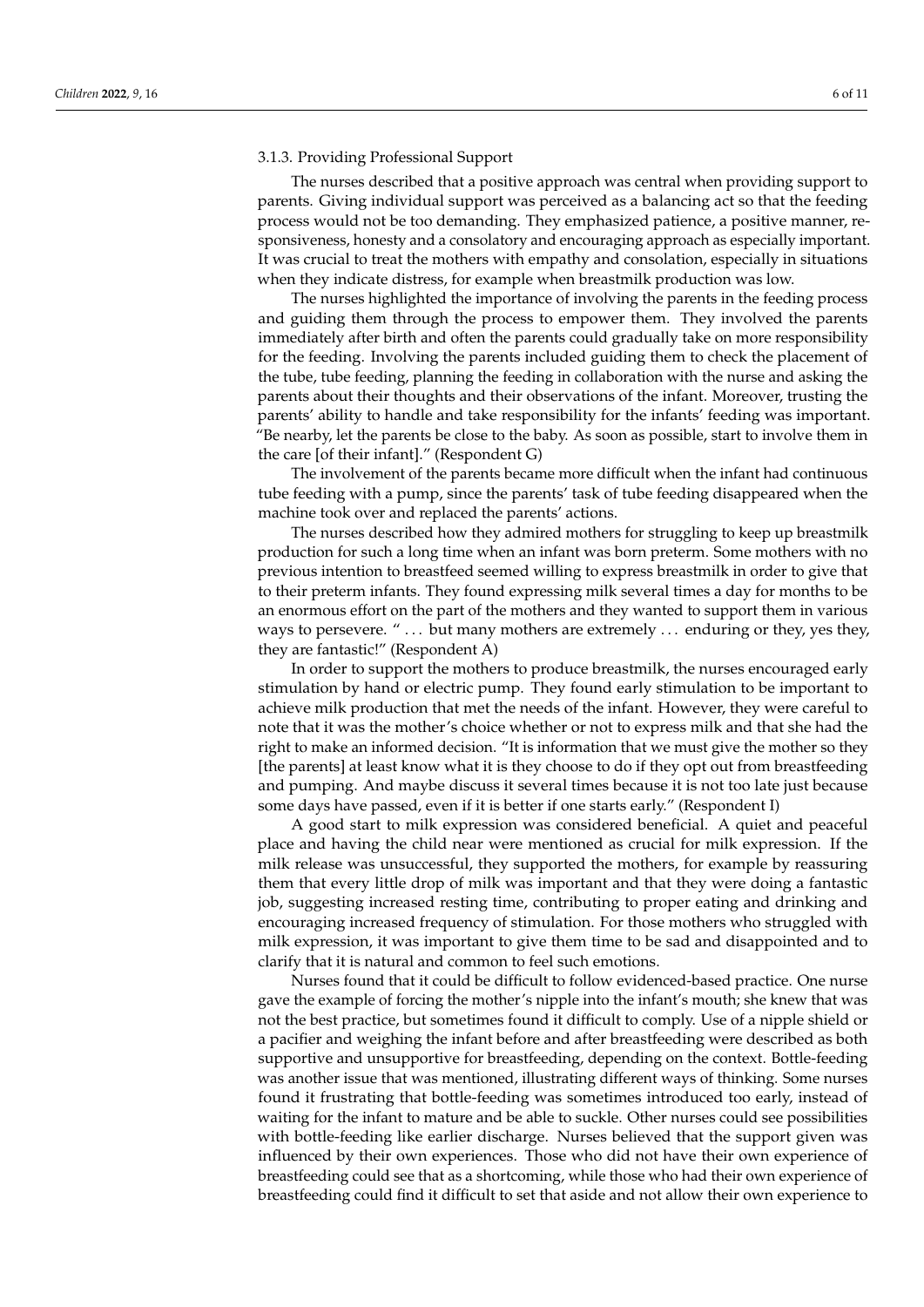#### 3.1.3. Providing Professional Support

The nurses described that a positive approach was central when providing support to parents. Giving individual support was perceived as a balancing act so that the feeding process would not be too demanding. They emphasized patience, a positive manner, responsiveness, honesty and a consolatory and encouraging approach as especially important. It was crucial to treat the mothers with empathy and consolation, especially in situations when they indicate distress, for example when breastmilk production was low.

The nurses highlighted the importance of involving the parents in the feeding process and guiding them through the process to empower them. They involved the parents immediately after birth and often the parents could gradually take on more responsibility for the feeding. Involving the parents included guiding them to check the placement of the tube, tube feeding, planning the feeding in collaboration with the nurse and asking the parents about their thoughts and their observations of the infant. Moreover, trusting the parents' ability to handle and take responsibility for the infants' feeding was important. "Be nearby, let the parents be close to the baby. As soon as possible, start to involve them in the care [of their infant]." (Respondent G)

The involvement of the parents became more difficult when the infant had continuous tube feeding with a pump, since the parents' task of tube feeding disappeared when the machine took over and replaced the parents' actions.

The nurses described how they admired mothers for struggling to keep up breastmilk production for such a long time when an infant was born preterm. Some mothers with no previous intention to breastfeed seemed willing to express breastmilk in order to give that to their preterm infants. They found expressing milk several times a day for months to be an enormous effort on the part of the mothers and they wanted to support them in various ways to persevere. " ... but many mothers are extremely ... enduring or they, yes they, they are fantastic!" (Respondent A)

In order to support the mothers to produce breastmilk, the nurses encouraged early stimulation by hand or electric pump. They found early stimulation to be important to achieve milk production that met the needs of the infant. However, they were careful to note that it was the mother's choice whether or not to express milk and that she had the right to make an informed decision. "It is information that we must give the mother so they [the parents] at least know what it is they choose to do if they opt out from breastfeeding and pumping. And maybe discuss it several times because it is not too late just because some days have passed, even if it is better if one starts early." (Respondent I)

A good start to milk expression was considered beneficial. A quiet and peaceful place and having the child near were mentioned as crucial for milk expression. If the milk release was unsuccessful, they supported the mothers, for example by reassuring them that every little drop of milk was important and that they were doing a fantastic job, suggesting increased resting time, contributing to proper eating and drinking and encouraging increased frequency of stimulation. For those mothers who struggled with milk expression, it was important to give them time to be sad and disappointed and to clarify that it is natural and common to feel such emotions.

Nurses found that it could be difficult to follow evidenced-based practice. One nurse gave the example of forcing the mother's nipple into the infant's mouth; she knew that was not the best practice, but sometimes found it difficult to comply. Use of a nipple shield or a pacifier and weighing the infant before and after breastfeeding were described as both supportive and unsupportive for breastfeeding, depending on the context. Bottle-feeding was another issue that was mentioned, illustrating different ways of thinking. Some nurses found it frustrating that bottle-feeding was sometimes introduced too early, instead of waiting for the infant to mature and be able to suckle. Other nurses could see possibilities with bottle-feeding like earlier discharge. Nurses believed that the support given was influenced by their own experiences. Those who did not have their own experience of breastfeeding could see that as a shortcoming, while those who had their own experience of breastfeeding could find it difficult to set that aside and not allow their own experience to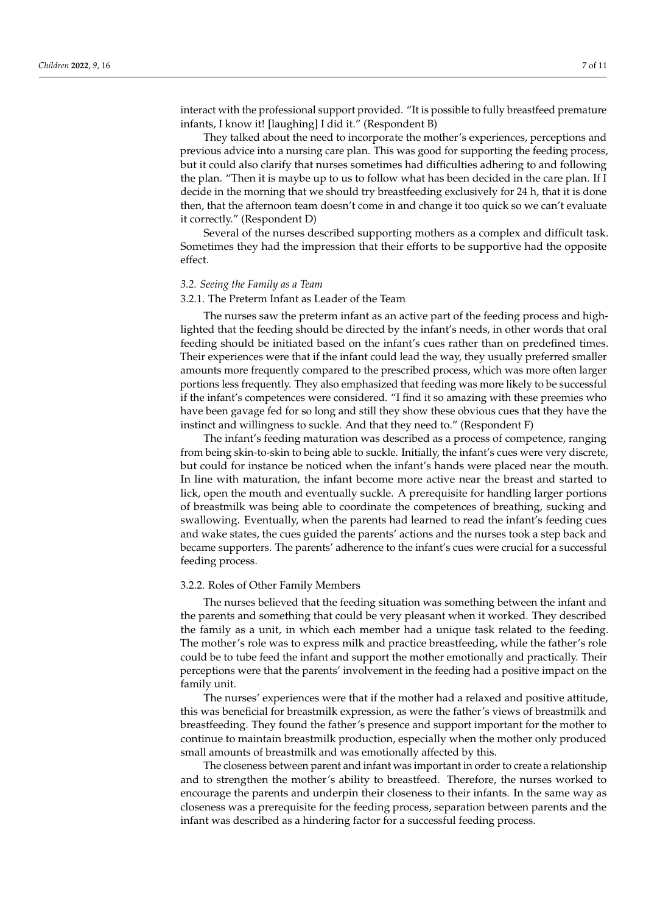interact with the professional support provided. "It is possible to fully breastfeed premature infants, I know it! [laughing] I did it." (Respondent B)

They talked about the need to incorporate the mother's experiences, perceptions and previous advice into a nursing care plan. This was good for supporting the feeding process, but it could also clarify that nurses sometimes had difficulties adhering to and following the plan. "Then it is maybe up to us to follow what has been decided in the care plan. If I decide in the morning that we should try breastfeeding exclusively for 24 h, that it is done then, that the afternoon team doesn't come in and change it too quick so we can't evaluate it correctly." (Respondent D)

Several of the nurses described supporting mothers as a complex and difficult task. Sometimes they had the impression that their efforts to be supportive had the opposite effect.

### *3.2. Seeing the Family as a Team*

#### 3.2.1. The Preterm Infant as Leader of the Team

The nurses saw the preterm infant as an active part of the feeding process and highlighted that the feeding should be directed by the infant's needs, in other words that oral feeding should be initiated based on the infant's cues rather than on predefined times. Their experiences were that if the infant could lead the way, they usually preferred smaller amounts more frequently compared to the prescribed process, which was more often larger portions less frequently. They also emphasized that feeding was more likely to be successful if the infant's competences were considered. "I find it so amazing with these preemies who have been gavage fed for so long and still they show these obvious cues that they have the instinct and willingness to suckle. And that they need to." (Respondent F)

The infant's feeding maturation was described as a process of competence, ranging from being skin-to-skin to being able to suckle. Initially, the infant's cues were very discrete, but could for instance be noticed when the infant's hands were placed near the mouth. In line with maturation, the infant become more active near the breast and started to lick, open the mouth and eventually suckle. A prerequisite for handling larger portions of breastmilk was being able to coordinate the competences of breathing, sucking and swallowing. Eventually, when the parents had learned to read the infant's feeding cues and wake states, the cues guided the parents' actions and the nurses took a step back and became supporters. The parents' adherence to the infant's cues were crucial for a successful feeding process.

#### 3.2.2. Roles of Other Family Members

The nurses believed that the feeding situation was something between the infant and the parents and something that could be very pleasant when it worked. They described the family as a unit, in which each member had a unique task related to the feeding. The mother's role was to express milk and practice breastfeeding, while the father's role could be to tube feed the infant and support the mother emotionally and practically. Their perceptions were that the parents' involvement in the feeding had a positive impact on the family unit.

The nurses' experiences were that if the mother had a relaxed and positive attitude, this was beneficial for breastmilk expression, as were the father's views of breastmilk and breastfeeding. They found the father's presence and support important for the mother to continue to maintain breastmilk production, especially when the mother only produced small amounts of breastmilk and was emotionally affected by this.

The closeness between parent and infant was important in order to create a relationship and to strengthen the mother's ability to breastfeed. Therefore, the nurses worked to encourage the parents and underpin their closeness to their infants. In the same way as closeness was a prerequisite for the feeding process, separation between parents and the infant was described as a hindering factor for a successful feeding process.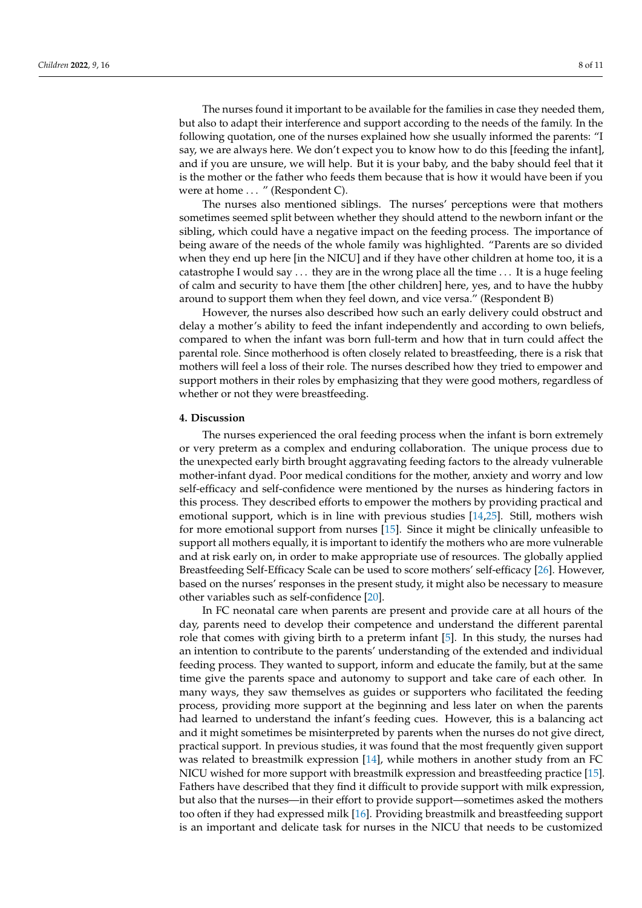The nurses found it important to be available for the families in case they needed them, but also to adapt their interference and support according to the needs of the family. In the following quotation, one of the nurses explained how she usually informed the parents: "I say, we are always here. We don't expect you to know how to do this [feeding the infant], and if you are unsure, we will help. But it is your baby, and the baby should feel that it is the mother or the father who feeds them because that is how it would have been if you were at home . . . " (Respondent C).

The nurses also mentioned siblings. The nurses' perceptions were that mothers sometimes seemed split between whether they should attend to the newborn infant or the sibling, which could have a negative impact on the feeding process. The importance of being aware of the needs of the whole family was highlighted. "Parents are so divided when they end up here [in the NICU] and if they have other children at home too, it is a catastrophe I would say . . . they are in the wrong place all the time . . . It is a huge feeling of calm and security to have them [the other children] here, yes, and to have the hubby around to support them when they feel down, and vice versa." (Respondent B)

However, the nurses also described how such an early delivery could obstruct and delay a mother's ability to feed the infant independently and according to own beliefs, compared to when the infant was born full-term and how that in turn could affect the parental role. Since motherhood is often closely related to breastfeeding, there is a risk that mothers will feel a loss of their role. The nurses described how they tried to empower and support mothers in their roles by emphasizing that they were good mothers, regardless of whether or not they were breastfeeding.

## 4. Discussion

The nurses experienced the oral feeding process when the infant is born extremely or very preterm as a complex and enduring collaboration. The unique process due to the unexpected early birth brought aggravating feeding factors to the already vulnerable mother-infant dyad. Poor medical conditions for the mother, anxiety and worry and low self-efficacy and self-confidence were mentioned by the nurses as hindering factors in this process. They described efforts to empower the mothers by providing practical and emotional support, which is in line with previous studies [14,25]. Still, mothers wish for more emotional support from nurses [15]. Since it might be clinically unfeasible to support all mothers equally, it is important to identify the mothers who are more vulnerable and at risk early on, in order to make appropriate use of resources. The globally applied Breastfeeding Self-Efficacy Scale can be used to score mothers' self-efficacy [26]. However, based on the nurses' responses in the present study, it might also be necessary to measure other variables such as self-confidence [20].

In FC neonatal care when parents are present and provide care at all hours of the day, parents need to develop their competence and understand the different parental role that comes with giving birth to a preterm infant [5]. In this study, the nurses had an intention to contribute to the parents' understanding of the extended and individual feeding process. They wanted to support, inform and educate the family, but at the same time give the parents space and autonomy to support and take care of each other. In many ways, they saw themselves as guides or supporters who facilitated the feeding process, providing more support at the beginning and less later on when the parents had learned to understand the infant's feeding cues. However, this is a balancing act and it might sometimes be misinterpreted by parents when the nurses do not give direct, practical support. In previous studies, it was found that the most frequently given support was related to breastmilk expression [14], while mothers in another study from an FC NICU wished for more support with breastmilk expression and breastfeeding practice [15]. Fathers have described that they find it difficult to provide support with milk expression, but also that the nurses—in their effort to provide support—sometimes asked the mothers too often if they had expressed milk [16]. Providing breastmilk and breastfeeding support is an important and delicate task for nurses in the NICU that needs to be customized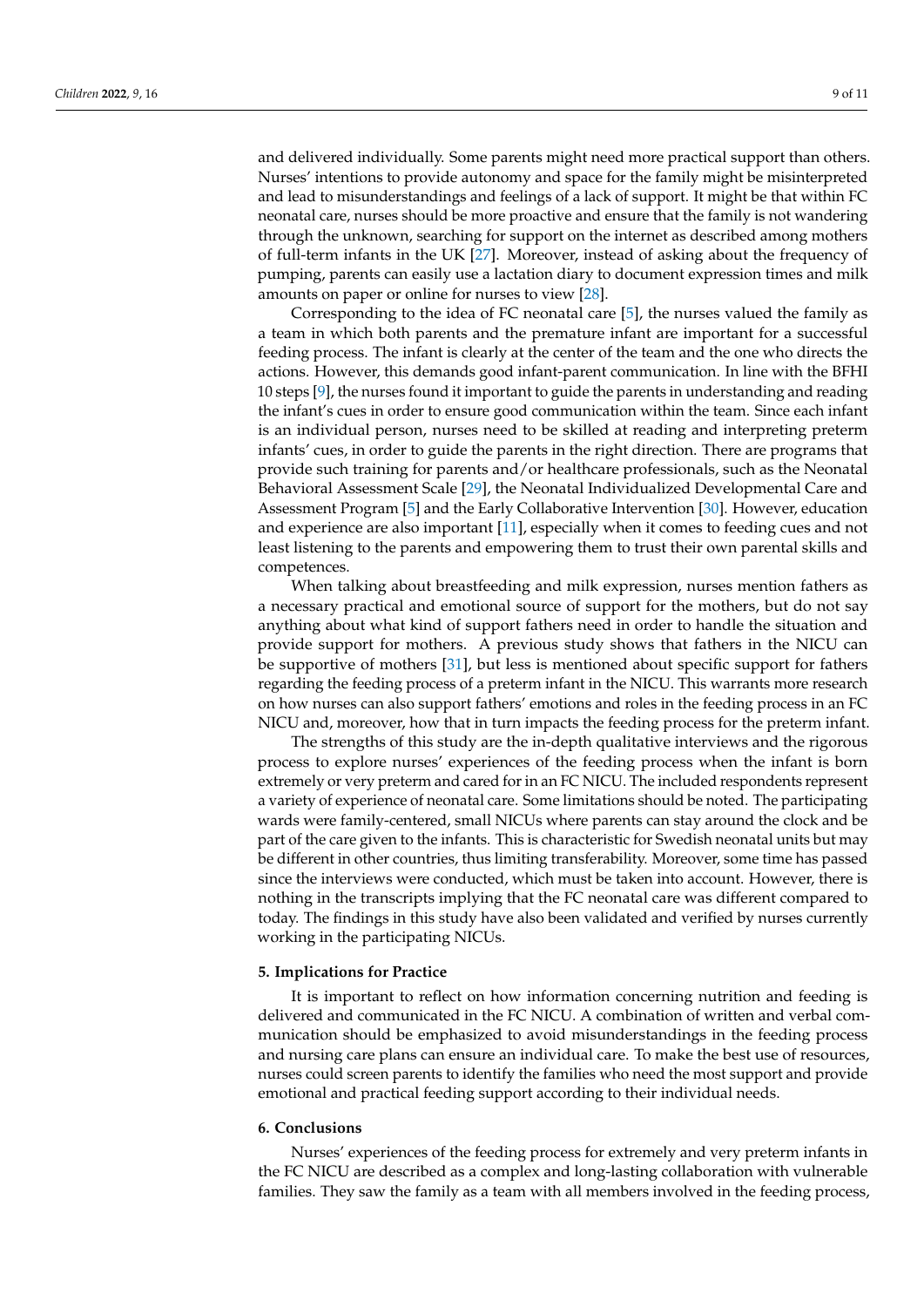and delivered individually. Some parents might need more practical support than others. Nurses' intentions to provide autonomy and space for the family might be misinterpreted and lead to misunderstandings and feelings of a lack of support. It might be that within FC neonatal care, nurses should be more proactive and ensure that the family is not wandering through the unknown, searching for support on the internet as described among mothers of full-term infants in the UK [27]. Moreover, instead of asking about the frequency of pumping, parents can easily use a lactation diary to document expression times and milk amounts on paper or online for nurses to view [28].

Corresponding to the idea of FC neonatal care [5], the nurses valued the family as a team in which both parents and the premature infant are important for a successful feeding process. The infant is clearly at the center of the team and the one who directs the actions. However, this demands good infant-parent communication. In line with the BFHI 10 steps [9], the nurses found it important to guide the parents in understanding and reading the infant's cues in order to ensure good communication within the team. Since each infant is an individual person, nurses need to be skilled at reading and interpreting preterm infants' cues, in order to guide the parents in the right direction. There are programs that provide such training for parents and/or healthcare professionals, such as the Neonatal Behavioral Assessment Scale [29], the Neonatal Individualized Developmental Care and Assessment Program [5] and the Early Collaborative Intervention [30]. However, education and experience are also important [11], especially when it comes to feeding cues and not least listening to the parents and empowering them to trust their own parental skills and competences.

When talking about breastfeeding and milk expression, nurses mention fathers as a necessary practical and emotional source of support for the mothers, but do not say anything about what kind of support fathers need in order to handle the situation and provide support for mothers. A previous study shows that fathers in the NICU can be supportive of mothers [31], but less is mentioned about specific support for fathers regarding the feeding process of a preterm infant in the NICU. This warrants more research on how nurses can also support fathers' emotions and roles in the feeding process in an FC NICU and, moreover, how that in turn impacts the feeding process for the preterm infant.

The strengths of this study are the in-depth qualitative interviews and the rigorous process to explore nurses' experiences of the feeding process when the infant is born extremely or very preterm and cared for in an FC NICU. The included respondents represent a variety of experience of neonatal care. Some limitations should be noted. The participating wards were family-centered, small NICUs where parents can stay around the clock and be part of the care given to the infants. This is characteristic for Swedish neonatal units but may be different in other countries, thus limiting transferability. Moreover, some time has passed since the interviews were conducted, which must be taken into account. However, there is nothing in the transcripts implying that the FC neonatal care was different compared to today. The findings in this study have also been validated and verified by nurses currently working in the participating NICUs.

## 5. Implications for Practice

It is important to reflect on how information concerning nutrition and feeding is delivered and communicated in the FC NICU. A combination of written and verbal communication should be emphasized to avoid misunderstandings in the feeding process and nursing care plans can ensure an individual care. To make the best use of resources, nurses could screen parents to identify the families who need the most support and provide emotional and practical feeding support according to their individual needs.

## 6. Conclusions

Nurses' experiences of the feeding process for extremely and very preterm infants in the FC NICU are described as a complex and long-lasting collaboration with vulnerable families. They saw the family as a team with all members involved in the feeding process,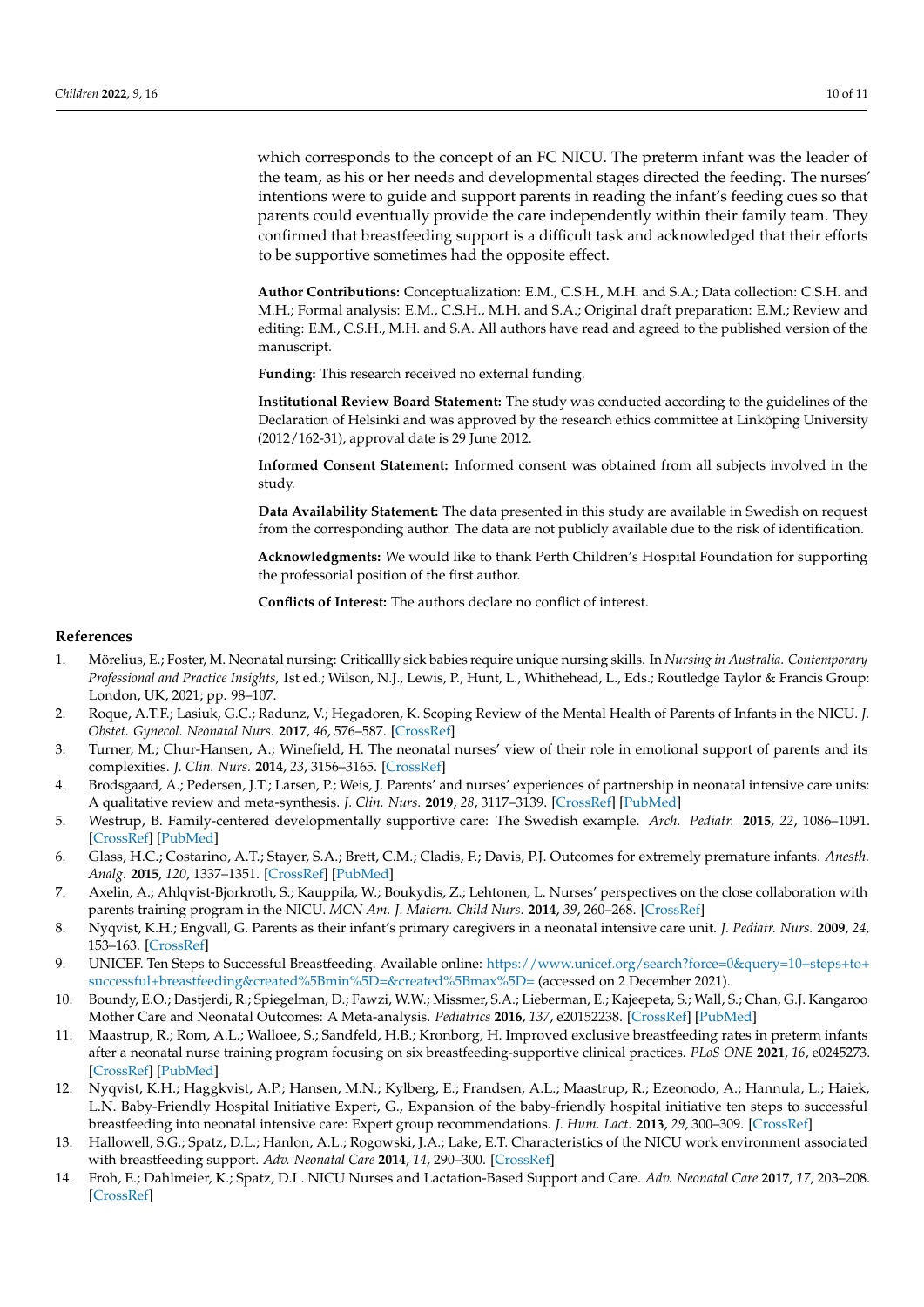which corresponds to the concept of an FC NICU. The preterm infant was the leader of the team, as his or her needs and developmental stages directed the feeding. The nurses' intentions were to guide and support parents in reading the infant's feeding cues so that parents could eventually provide the care independently within their family team. They confirmed that breastfeeding support is a difficult task and acknowledged that their efforts to be supportive sometimes had the opposite effect.

**Author Contributions:** Conceptualization: E.M., C.S.H., M.H. and S.A.; Data collection: C.S.H. and M.H.; Formal analysis: E.M., C.S.H., M.H. and S.A.; Original draft preparation: E.M.; Review and editing: E.M., C.S.H., M.H. and S.A. All authors have read and agreed to the published version of the manuscript.

**Funding:** This research received no external funding.

**Institutional Review Board Statement:** The study was conducted according to the guidelines of the Declaration of Helsinki and was approved by the research ethics committee at Linköping University (2012/162-31), approval date is 29 June 2012.

**Informed Consent Statement:** Informed consent was obtained from all subjects involved in the study.

**Data Availability Statement:** The data presented in this study are available in Swedish on request from the corresponding author. The data are not publicly available due to the risk of identification.

**Acknowledgments:** We would like to thank Perth Children's Hospital Foundation for supporting the professorial position of the first author.

**Conflicts of Interest:** The authors declare no conflict of interest.

## References

1. Mörelius, E.; Foster, M. Neonatal nursing: Criticallly sick babies require unique nursing skills. In *Nursing in Australia. Contemporary Professional and Practice Insights*, 1st ed.; Wilson, N.J., Lewis, P., Hunt, L., Whithehead, L., Eds.; Routledge Taylor & Francis Group: London, UK, 2021; pp. 98–107.
2. Roque, A.T.F.; Lasiuk, G.C.; Radunz, V.; Hegadoren, K. Scoping Review of the Mental Health of Parents of Infants in the NICU. *J. Obstet. Gynecol. Neonatal Nurs.* **2017**, *46*, 576–587. [CrossRef]
3. Turner, M.; Chur-Hansen, A.; Winefield, H. The neonatal nurses' view of their role in emotional support of parents and its complexities. *J. Clin. Nurs.* **2014**, *23*, 3156–3165. [CrossRef]
4. Brodsgaard, A.; Pedersen, J.T.; Larsen, P.; Weis, J. Parents' and nurses' experiences of partnership in neonatal intensive care units: A qualitative review and meta-synthesis. *J. Clin. Nurs.* **2019**, *28*, 3117–3139. [CrossRef] [PubMed]
5. Westrup, B. Family-centered developmentally supportive care: The Swedish example. *Arch. Pediatr.* **2015**, *22*, 1086–1091. [CrossRef] [PubMed]
6. Glass, H.C.; Costarino, A.T.; Stayer, S.A.; Brett, C.M.; Cladis, F.; Davis, P.J. Outcomes for extremely premature infants. *Anesth. Analg.* **2015**, *120*, 1337–1351. [CrossRef] [PubMed]
7. Axelin, A.; Ahlqvist-Bjorkroth, S.; Kauppila, W.; Boukydis, Z.; Lehtonen, L. Nurses' perspectives on the close collaboration with parents training program in the NICU. *MCN Am. J. Matern. Child Nurs.* **2014**, *39*, 260–268. [CrossRef]
8. Nyqvist, K.H.; Engvall, G. Parents as their infant's primary caregivers in a neonatal intensive care unit. *J. Pediatr. Nurs.* **2009**, *24*, 153–163. [CrossRef]
9. UNICEF. Ten Steps to Successful Breastfeeding. Available online: https://www.unicef.org/search?force=0&query=10+steps+to+successful+breastfeeding&created%5Bmin%5D=&created%5Bmax%5D= (accessed on 2 December 2021).
10. Boundy, E.O.; Dastjerdi, R.; Spiegelman, D.; Fawzi, W.W.; Missmer, S.A.; Lieberman, E.; Kajeepeta, S.; Wall, S.; Chan, G.J. Kangaroo Mother Care and Neonatal Outcomes: A Meta-analysis. *Pediatrics* **2016**, *137*, e20152238. [CrossRef] [PubMed]
11. Maastrup, R.; Rom, A.L.; Walloee, S.; Sandfeld, H.B.; Kronborg, H. Improved exclusive breastfeeding rates in preterm infants after a neonatal nurse training program focusing on six breastfeeding-supportive clinical practices. *PLoS ONE* **2021**, *16*, e0245273. [CrossRef] [PubMed]
12. Nyqvist, K.H.; Haggkvist, A.P.; Hansen, M.N.; Kylberg, E.; Frandsen, A.L.; Maastrup, R.; Ezeonodo, A.; Hannula, L.; Haiek, L.N. Baby-Friendly Hospital Initiative Expert, G., Expansion of the baby-friendly hospital initiative ten steps to successful breastfeeding into neonatal intensive care: Expert group recommendations. *J. Hum. Lact.* **2013**, *29*, 300–309. [CrossRef]
13. Hallowell, S.G.; Spatz, D.L.; Hanlon, A.L.; Rogowski, J.A.; Lake, E.T. Characteristics of the NICU work environment associated with breastfeeding support. *Adv. Neonatal Care* **2014**, *14*, 290–300. [CrossRef]
14. Froh, E.; Dahlmeier, K.; Spatz, D.L. NICU Nurses and Lactation-Based Support and Care. *Adv. Neonatal Care* **2017**, *17*, 203–208. [CrossRef]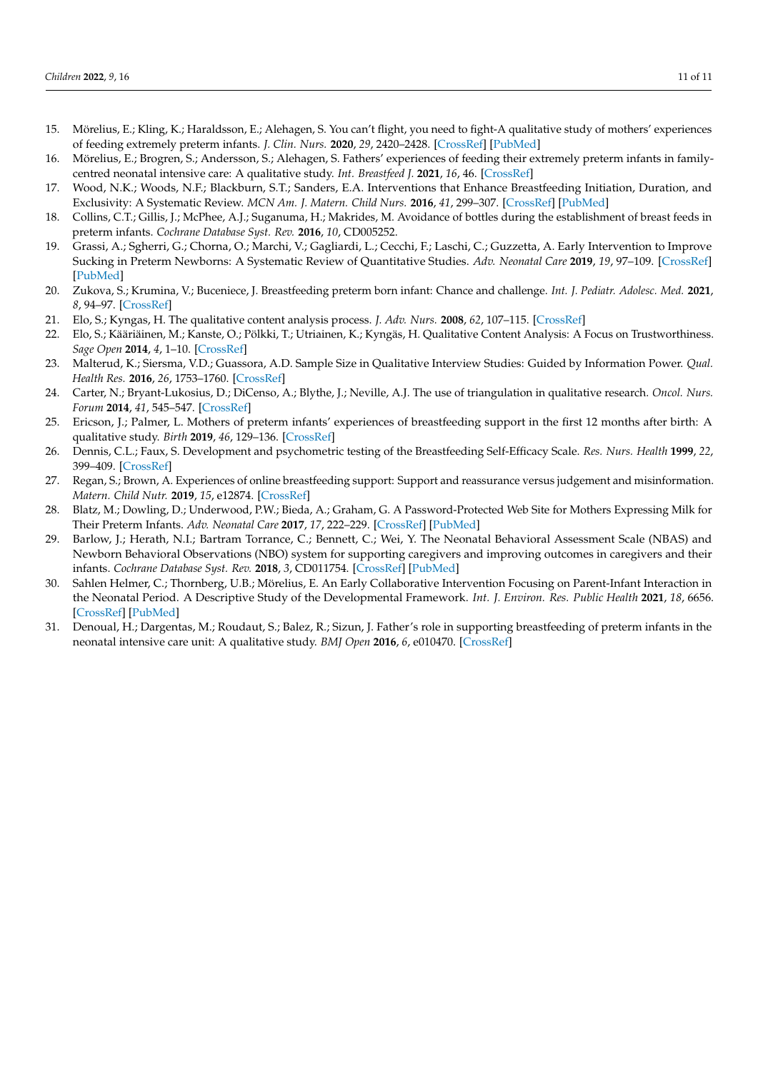15. Mörelius, E.; Kling, K.; Haraldsson, E.; Alehagen, S. You can't flight, you need to fight-A qualitative study of mothers' experiences of feeding extremely preterm infants. *J. Clin. Nurs.* **2020**, *29*, 2420–2428. [CrossRef] [PubMed]
16. Mörelius, E.; Brogren, S.; Andersson, S.; Alehagen, S. Fathers' experiences of feeding their extremely preterm infants in family-centred neonatal intensive care: A qualitative study. *Int. Breastfeed J.* **2021**, *16*, 46. [CrossRef]
17. Wood, N.K.; Woods, N.F.; Blackburn, S.T.; Sanders, E.A. Interventions that Enhance Breastfeeding Initiation, Duration, and Exclusivity: A Systematic Review. *MCN Am. J. Matern. Child Nurs.* **2016**, *41*, 299–307. [CrossRef] [PubMed]
18. Collins, C.T.; Gillis, J.; McPhee, A.J.; Suganuma, H.; Makrides, M. Avoidance of bottles during the establishment of breast feeds in preterm infants. *Cochrane Database Syst. Rev.* **2016**, *10*, CD005252.
19. Grassi, A.; Sgherri, G.; Chorna, O.; Marchi, V.; Gagliardi, L.; Cecchi, F.; Laschi, C.; Guzzetta, A. Early Intervention to Improve Sucking in Preterm Newborns: A Systematic Review of Quantitative Studies. *Adv. Neonatal Care* **2019**, *19*, 97–109. [CrossRef] [PubMed]
20. Zukova, S.; Krumina, V.; Buceniece, J. Breastfeeding preterm born infant: Chance and challenge. *Int. J. Pediatr. Adolesc. Med.* **2021**, *8*, 94–97. [CrossRef]
21. Elo, S.; Kyngas, H. The qualitative content analysis process. *J. Adv. Nurs.* **2008**, *62*, 107–115. [CrossRef]
22. Elo, S.; Kääriäinen, M.; Kanste, O.; Pölkki, T.; Utriainen, K.; Kyngäs, H. Qualitative Content Analysis: A Focus on Trustworthiness. *Sage Open* **2014**, *4*, 1–10. [CrossRef]
23. Malterud, K.; Siersma, V.D.; Guassora, A.D. Sample Size in Qualitative Interview Studies: Guided by Information Power. *Qual. Health Res.* **2016**, *26*, 1753–1760. [CrossRef]
24. Carter, N.; Bryant-Lukosius, D.; DiCenso, A.; Blythe, J.; Neville, A.J. The use of triangulation in qualitative research. *Oncol. Nurs. Forum* **2014**, *41*, 545–547. [CrossRef]
25. Ericson, J.; Palmer, L. Mothers of preterm infants' experiences of breastfeeding support in the first 12 months after birth: A qualitative study. *Birth* **2019**, *46*, 129–136. [CrossRef]
26. Dennis, C.L.; Faux, S. Development and psychometric testing of the Breastfeeding Self-Efficacy Scale. *Res. Nurs. Health* **1999**, *22*, 399–409. [CrossRef]
27. Regan, S.; Brown, A. Experiences of online breastfeeding support: Support and reassurance versus judgement and misinformation. *Matern. Child Nutr.* **2019**, *15*, e12874. [CrossRef]
28. Blatz, M.; Dowling, D.; Underwood, P.W.; Bieda, A.; Graham, G. A Password-Protected Web Site for Mothers Expressing Milk for Their Preterm Infants. *Adv. Neonatal Care* **2017**, *17*, 222–229. [CrossRef] [PubMed]
29. Barlow, J.; Herath, N.I.; Bartram Torrance, C.; Bennett, C.; Wei, Y. The Neonatal Behavioral Assessment Scale (NBAS) and Newborn Behavioral Observations (NBO) system for supporting caregivers and improving outcomes in caregivers and their infants. *Cochrane Database Syst. Rev.* **2018**, *3*, CD011754. [CrossRef] [PubMed]
30. Sahlen Helmer, C.; Thornberg, U.B.; Mörelius, E. An Early Collaborative Intervention Focusing on Parent-Infant Interaction in the Neonatal Period. A Descriptive Study of the Developmental Framework. *Int. J. Environ. Res. Public Health* **2021**, *18*, 6656. [CrossRef] [PubMed]
31. Denoual, H.; Dargentas, M.; Roudaut, S.; Balez, R.; Sizun, J. Father's role in supporting breastfeeding of preterm infants in the neonatal intensive care unit: A qualitative study. *BMJ Open* **2016**, *6*, e010470. [CrossRef]